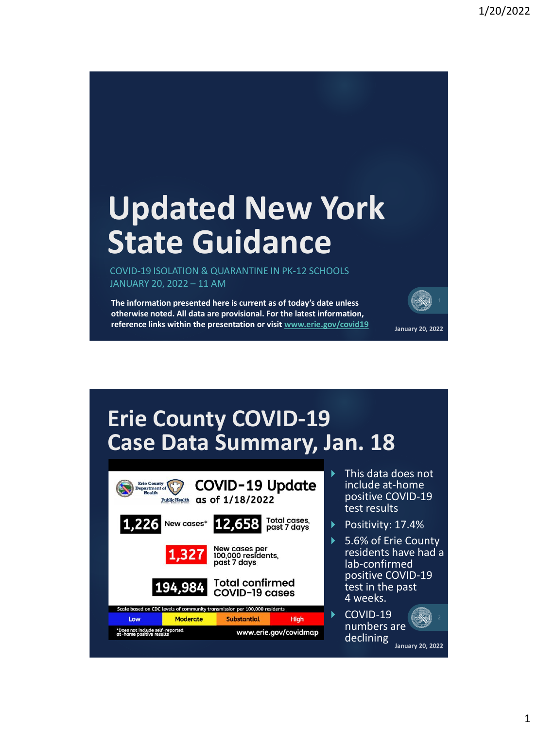# Updated New York State Guidance

COVID-19 ISOLATION & QUARANTINE IN PK-12 SCHOOLS
JANUARY 20, 2022 – 11 AM

**The information presented here is current as of today's date unless otherwise noted. All data are provisional. For the latest information, reference links within the presentation or visit www.erie.gov/covid19**

January 20, 2022

# Erie County COVID-19 Case Data Summary, Jan. 18

Erie County Department of Health
Public Health

**COVID-19 Update as of 1/18/2022**

**1,226** New cases*

**12,658** Total cases, past 7 days

**1,327** New cases per 100,000 residents, past 7 days

**194,984** Total confirmed COVID-19 cases

Scale based on CDC levels of community transmission per 100,000 residents

Low | Moderate | Substantial | High

*Does not include self-reported at-home positive results

www.erie.gov/covidmap

- This data does not include at-home positive COVID-19 test results
- Positivity: 17.4%
- 5.6% of Erie County residents have had a lab-confirmed positive COVID-19 test in the past 4 weeks.
- COVID-19 numbers are declining

January 20, 2022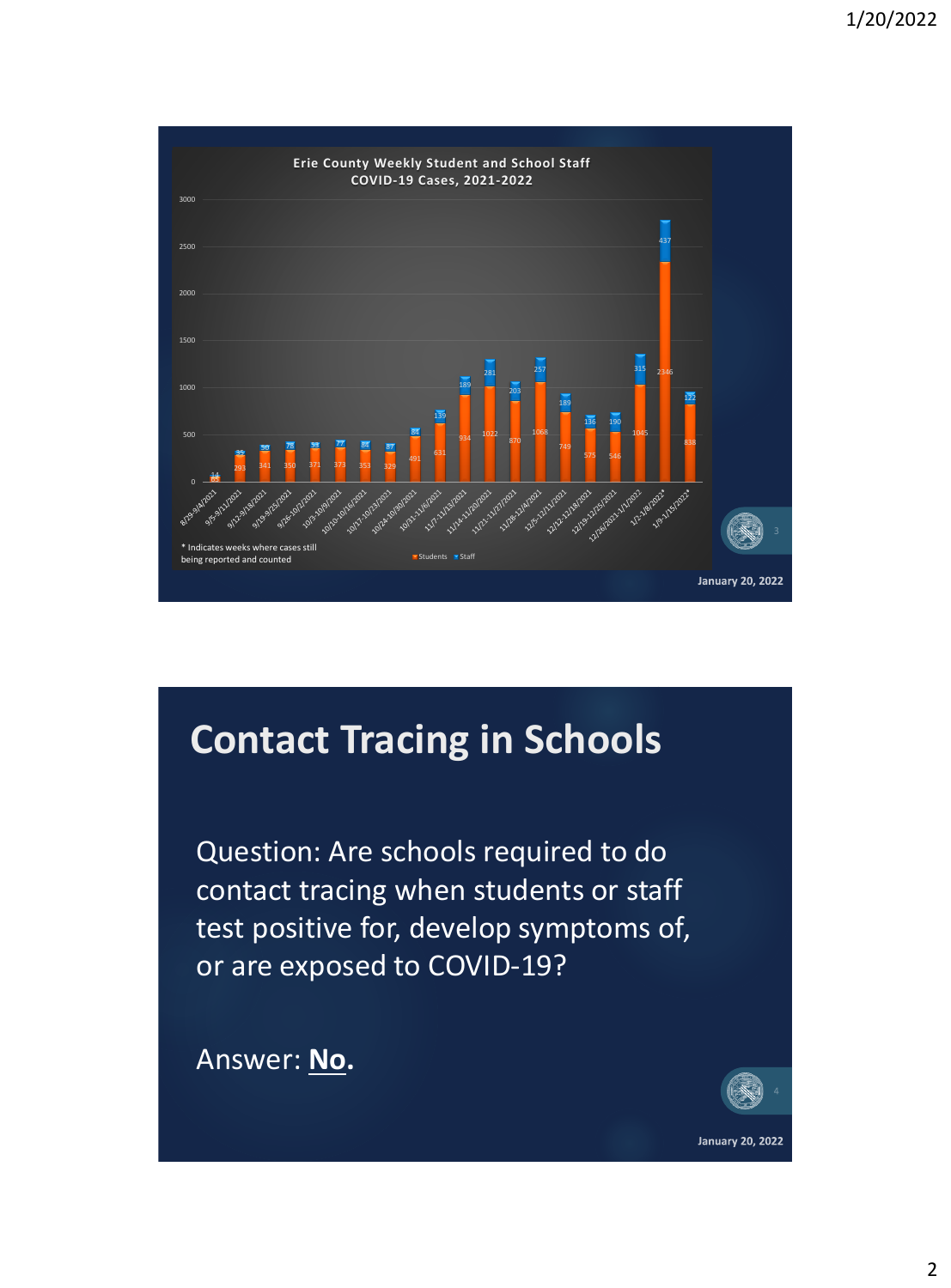Erie County Weekly Student and School Staff COVID-19 Cases, 2021-2022

3000
2500
2000
1500
1000
500
0

8/29-9/4/2021
9/5-9/11/2021
9/12-9/18/2021
9/19-9/25/2021
9/26-10/2/2021
10/3-10/9/2021
10/10-10/16/2021
10/17-10/23/2021
10/24-10/30/2021
10/31-11/6/2021
11/7-11/13/2021
11/14-11/20/2021
11/21-11/27/2021
11/28-12/4/2021
12/5-12/11/2021
12/12-12/18/2021
12/19-12/25/2021
12/26/2021-1/1/2022
1/2-1/8/2022*
1/9-1/15/2022*

Students: 293, 341, 350, 371, 373, 353, 329, 491, 631, 934, 1022, 870, 1068, 749, 575, 546, 1045, 2346, 838

Staff: 11, 35, 50, 78, 53, 77, 84, 87, 84, 139, 189, 281, 203, 257, 189, 136, 190, 315, 437, 122

Students   Staff

\* Indicates weeks where cases still being reported and counted

January 20, 2022

# Contact Tracing in Schools

Question: Are schools required to do contact tracing when students or staff test positive for, develop symptoms of, or are exposed to COVID-19?

Answer: **No.**

January 20, 2022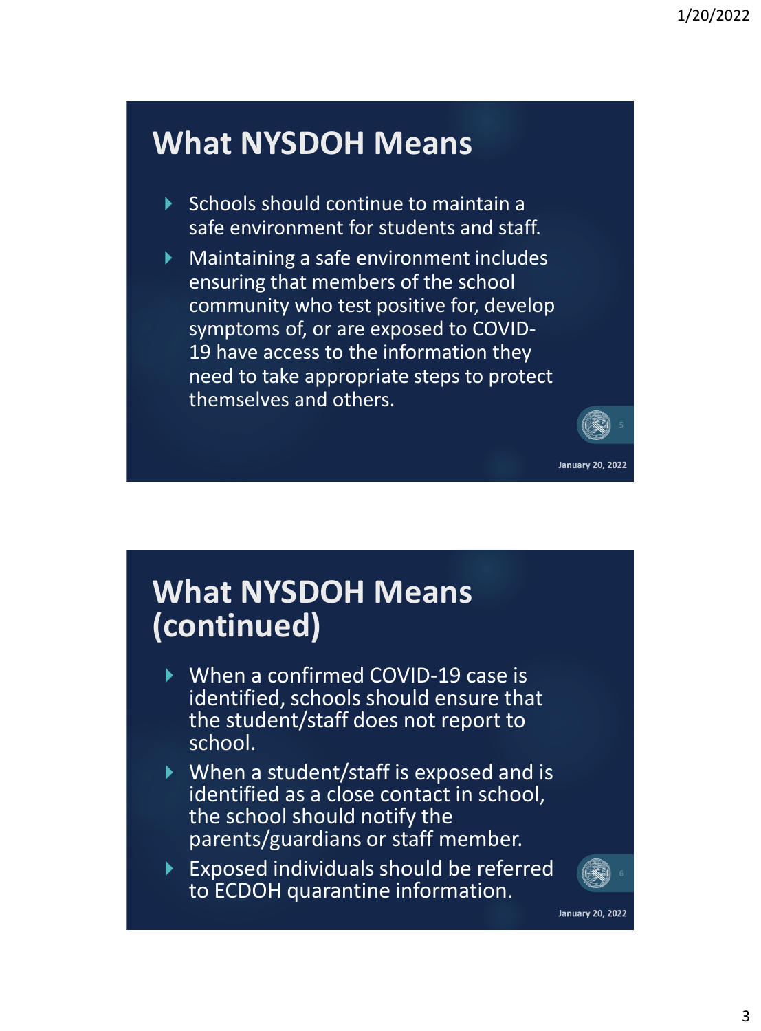## What NYSDOH Means

- Schools should continue to maintain a safe environment for students and staff.
- Maintaining a safe environment includes ensuring that members of the school community who test positive for, develop symptoms of, or are exposed to COVID-19 have access to the information they need to take appropriate steps to protect themselves and others.

## What NYSDOH Means (continued)

- When a confirmed COVID-19 case is identified, schools should ensure that the student/staff does not report to school.
- When a student/staff is exposed and is identified as a close contact in school, the school should notify the parents/guardians or staff member.
- Exposed individuals should be referred to ECDOH quarantine information.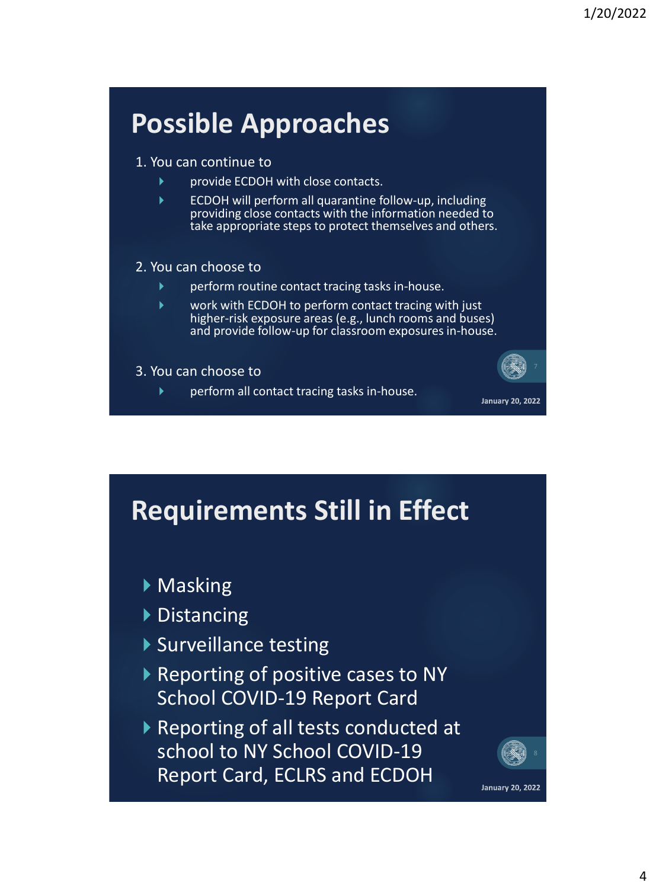# Possible Approaches

1. You can continue to
   - provide ECDOH with close contacts.
   - ECDOH will perform all quarantine follow-up, including providing close contacts with the information needed to take appropriate steps to protect themselves and others.

2. You can choose to
   - perform routine contact tracing tasks in-house.
   - work with ECDOH to perform contact tracing with just higher-risk exposure areas (e.g., lunch rooms and buses) and provide follow-up for classroom exposures in-house.

3. You can choose to
   - perform all contact tracing tasks in-house.

# Requirements Still in Effect

- Masking
- Distancing
- Surveillance testing
- Reporting of positive cases to NY School COVID-19 Report Card
- Reporting of all tests conducted at school to NY School COVID-19 Report Card, ECLRS and ECDOH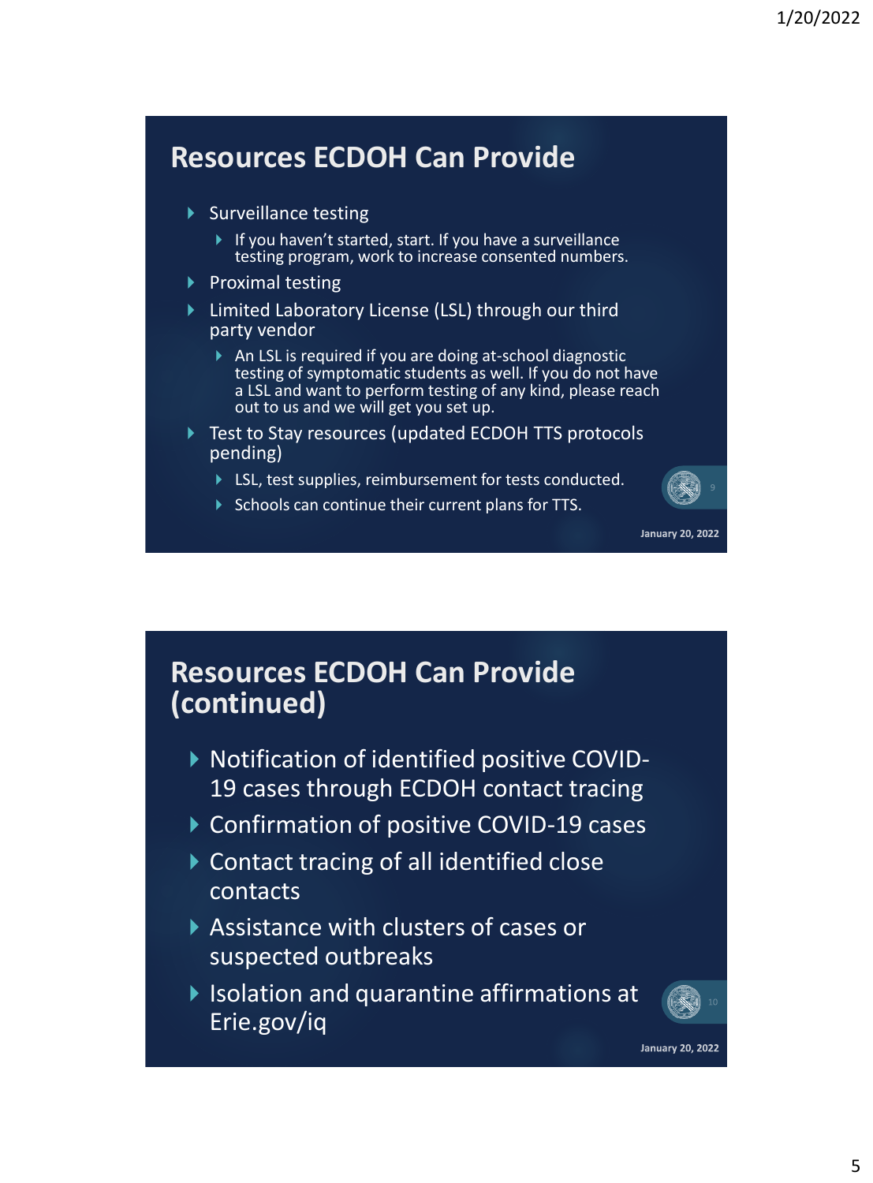## Resources ECDOH Can Provide

- Surveillance testing
  - If you haven't started, start. If you have a surveillance testing program, work to increase consented numbers.
- Proximal testing
- Limited Laboratory License (LSL) through our third party vendor
  - An LSL is required if you are doing at-school diagnostic testing of symptomatic students as well. If you do not have a LSL and want to perform testing of any kind, please reach out to us and we will get you set up.
- Test to Stay resources (updated ECDOH TTS protocols pending)
  - LSL, test supplies, reimbursement for tests conducted.
  - Schools can continue their current plans for TTS.

January 20, 2022

## Resources ECDOH Can Provide (continued)

- Notification of identified positive COVID-19 cases through ECDOH contact tracing
- Confirmation of positive COVID-19 cases
- Contact tracing of all identified close contacts
- Assistance with clusters of cases or suspected outbreaks
- Isolation and quarantine affirmations at Erie.gov/iq

January 20, 2022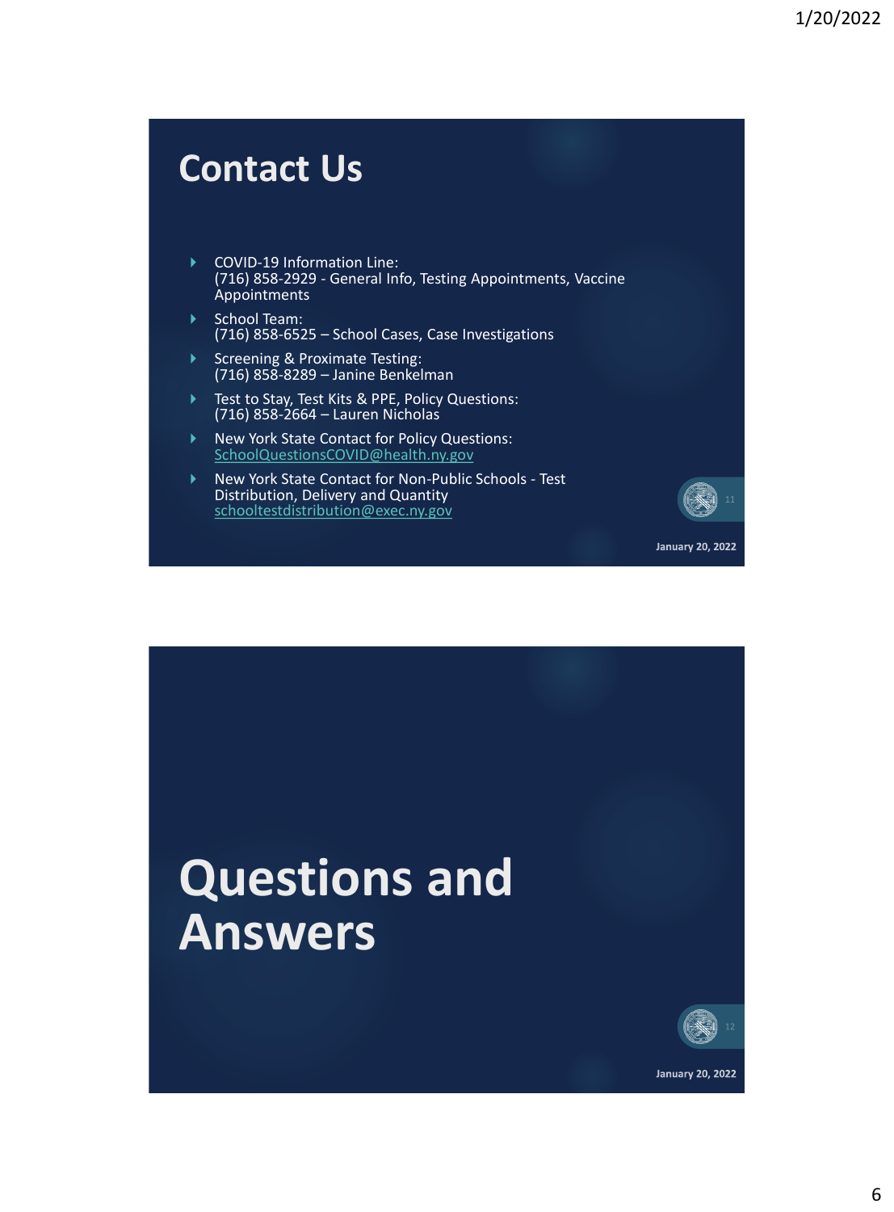## Contact Us

- COVID-19 Information Line:
  (716) 858-2929 - General Info, Testing Appointments, Vaccine Appointments
- School Team:
  (716) 858-6525 – School Cases, Case Investigations
- Screening & Proximate Testing:
  (716) 858-8289 – Janine Benkelman
- Test to Stay, Test Kits & PPE, Policy Questions:
  (716) 858-2664 – Lauren Nicholas
- New York State Contact for Policy Questions:
  SchoolQuestionsCOVID@health.ny.gov
- New York State Contact for Non-Public Schools - Test Distribution, Delivery and Quantity
  schooltestdistribution@exec.ny.gov

January 20, 2022

# Questions and Answers

January 20, 2022